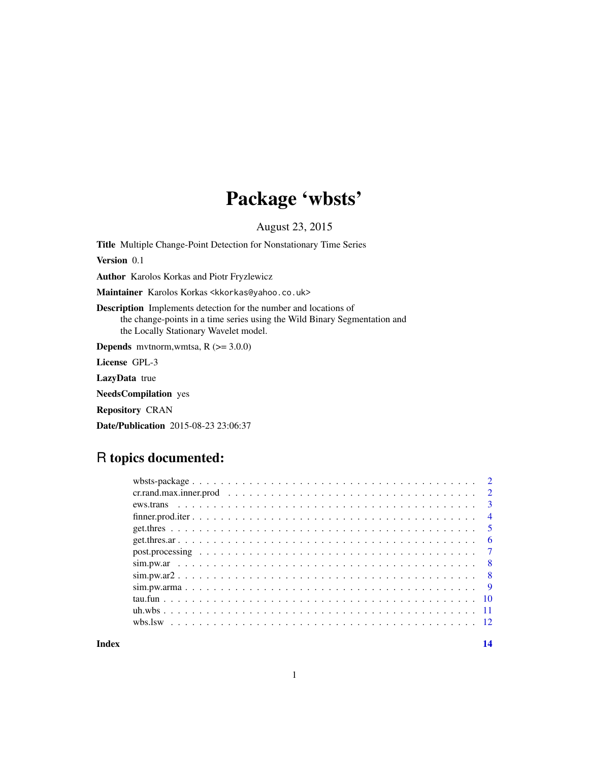# Package 'wbsts'

August 23, 2015

**Title** Multiple Change-Point Detection for Nonstationary Time Series

**Version** 0.1

**Author** Karolos Korkas and Piotr Fryzlewicz

**Maintainer** Karolos Korkas <kkorkas@yahoo.co.uk>

**Description** Implements detection for the number and locations of the change-points in a time series using the Wild Binary Segmentation and the Locally Stationary Wavelet model.

**Depends** mvtnorm,wmtsa, R (>= 3.0.0)

**License** GPL-3

**LazyData** true

**NeedsCompilation** yes

**Repository** CRAN

**Date/Publication** 2015-08-23 23:06:37

## R topics documented:

| | |
|---|---|
| wbsts-package | 2 |
| cr.rand.max.inner.prod | 2 |
| ews.trans | 3 |
| finner.prod.iter | 4 |
| get.thres | 5 |
| get.thres.ar | 6 |
| post.processing | 7 |
| sim.pw.ar | 8 |
| sim.pw.ar2 | 8 |
| sim.pw.arma | 9 |
| tau.fun | 10 |
| uh.wbs | 11 |
| wbs.lsw | 12 |
| **Index** | **14** |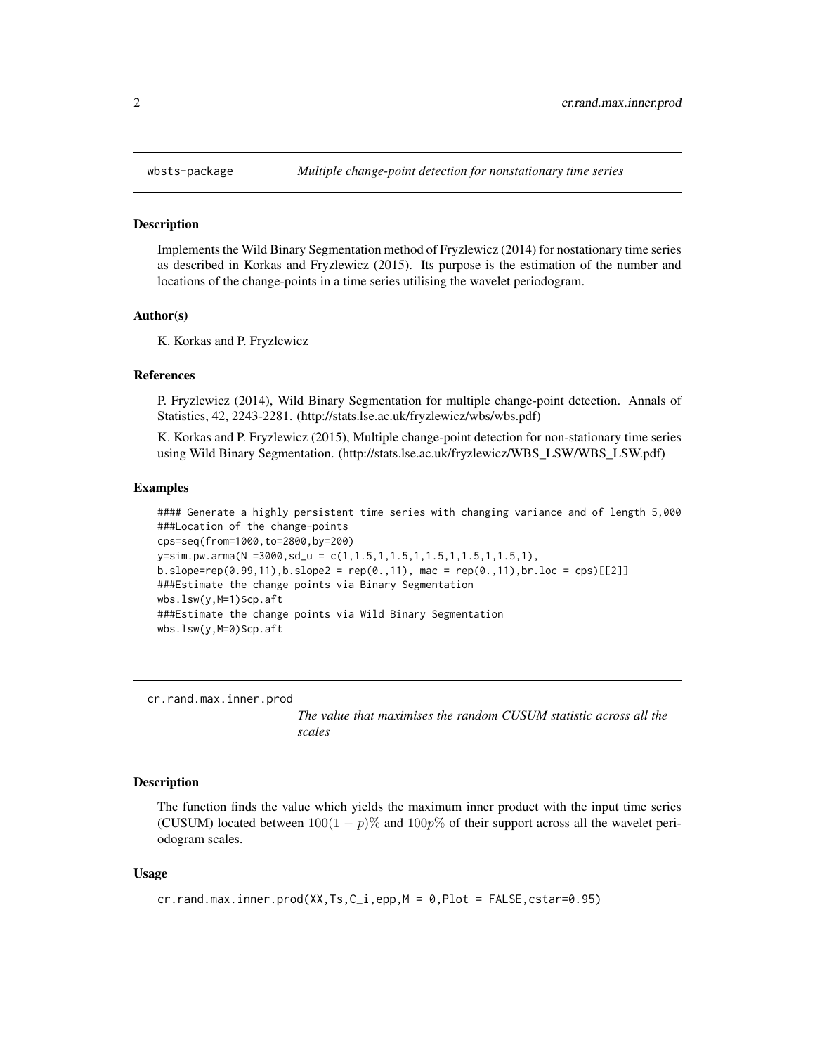## wbsts-package *Multiple change-point detection for nonstationary time series*

### Description

Implements the Wild Binary Segmentation method of Fryzlewicz (2014) for nostationary time series as described in Korkas and Fryzlewicz (2015). Its purpose is the estimation of the number and locations of the change-points in a time series utilising the wavelet periodogram.

### Author(s)

K. Korkas and P. Fryzlewicz

### References

P. Fryzlewicz (2014), Wild Binary Segmentation for multiple change-point detection. Annals of Statistics, 42, 2243-2281. (http://stats.lse.ac.uk/fryzlewicz/wbs/wbs.pdf)

K. Korkas and P. Fryzlewicz (2015), Multiple change-point detection for non-stationary time series using Wild Binary Segmentation. (http://stats.lse.ac.uk/fryzlewicz/WBS_LSW/WBS_LSW.pdf)

### Examples

```
#### Generate a highly persistent time series with changing variance and of length 5,000
###Location of the change-points
cps=seq(from=1000,to=2800,by=200)
y=sim.pw.arma(N =3000,sd_u = c(1,1.5,1,1.5,1,1.5,1,1.5,1,1.5,1),
b.slope=rep(0.99,11),b.slope2 = rep(0.,11), mac = rep(0.,11),br.loc = cps)[[2]]
###Estimate the change points via Binary Segmentation
wbs.lsw(y,M=1)$cp.aft
###Estimate the change points via Wild Binary Segmentation
wbs.lsw(y,M=0)$cp.aft
```

## cr.rand.max.inner.prod *The value that maximises the random CUSUM statistic across all the scales*

### Description

The function finds the value which yields the maximum inner product with the input time series (CUSUM) located between $100(1-p)\%$ and $100p\%$ of their support across all the wavelet periodogram scales.

### Usage

```
cr.rand.max.inner.prod(XX,Ts,C_i,epp,M = 0,Plot = FALSE,cstar=0.95)
```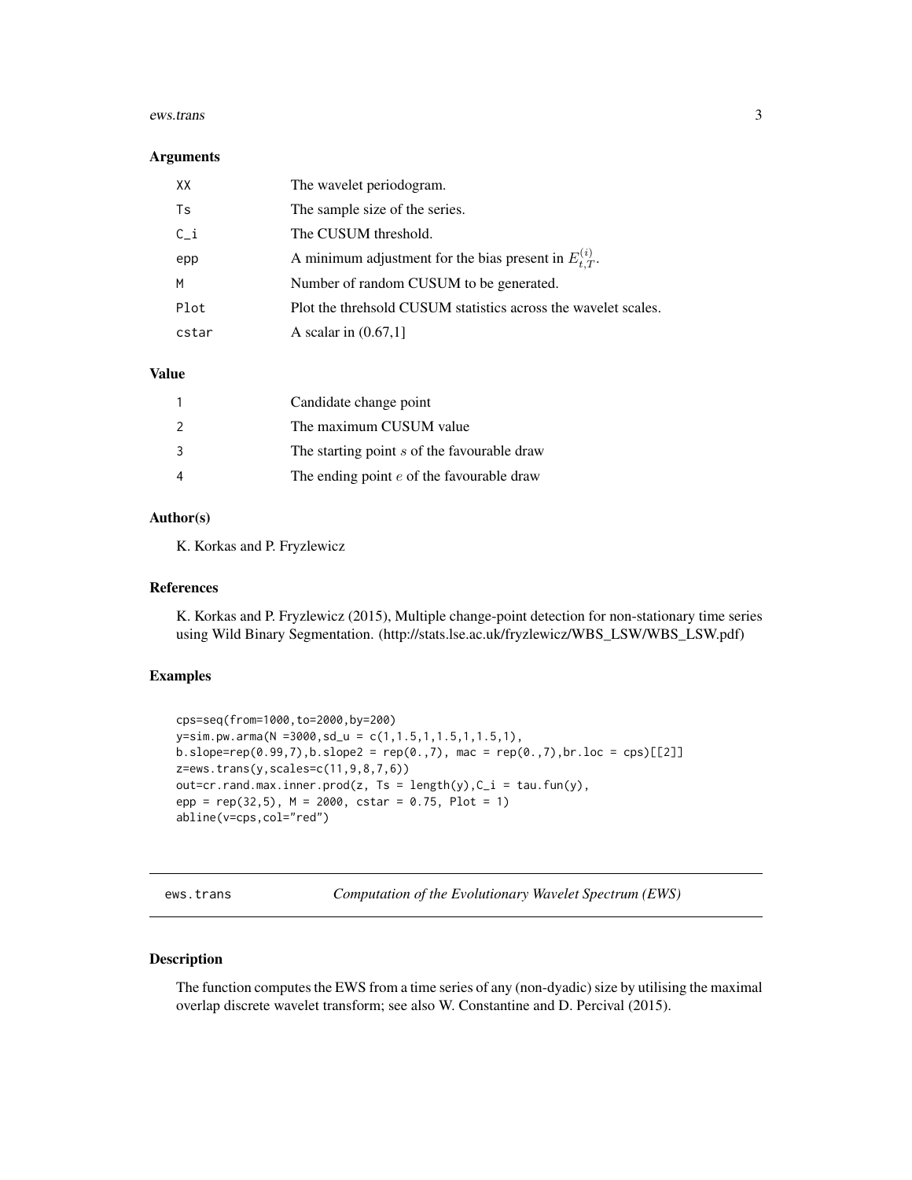### Arguments

| | |
|---|---|
| XX | The wavelet periodogram. |
| Ts | The sample size of the series. |
| C_i | The CUSUM threshold. |
| epp | A minimum adjustment for the bias present in $E_{t,T}^{(i)}$. |
| M | Number of random CUSUM to be generated. |
| Plot | Plot the threhsold CUSUM statistics across the wavelet scales. |
| cstar | A scalar in (0.67,1] |

### Value

| | |
|---|---|
| 1 | Candidate change point |
| 2 | The maximum CUSUM value |
| 3 | The starting point $s$ of the favourable draw |
| 4 | The ending point $e$ of the favourable draw |

### Author(s)

K. Korkas and P. Fryzlewicz

### References

K. Korkas and P. Fryzlewicz (2015), Multiple change-point detection for non-stationary time series using Wild Binary Segmentation. (http://stats.lse.ac.uk/fryzlewicz/WBS_LSW/WBS_LSW.pdf)

### Examples

```
cps=seq(from=1000,to=2000,by=200)
y=sim.pw.arma(N =3000,sd_u = c(1,1.5,1,1.5,1,1.5,1),
b.slope=rep(0.99,7),b.slope2 = rep(0.,7), mac = rep(0.,7),br.loc = cps)[[2]]
z=ews.trans(y,scales=c(11,9,8,7,6))
out=cr.rand.max.inner.prod(z, Ts = length(y),C_i = tau.fun(y),
epp = rep(32,5), M = 2000, cstar = 0.75, Plot = 1)
abline(v=cps,col="red")
```

---

## ews.trans — *Computation of the Evolutionary Wavelet Spectrum (EWS)*

### Description

The function computes the EWS from a time series of any (non-dyadic) size by utilising the maximal overlap discrete wavelet transform; see also W. Constantine and D. Percival (2015).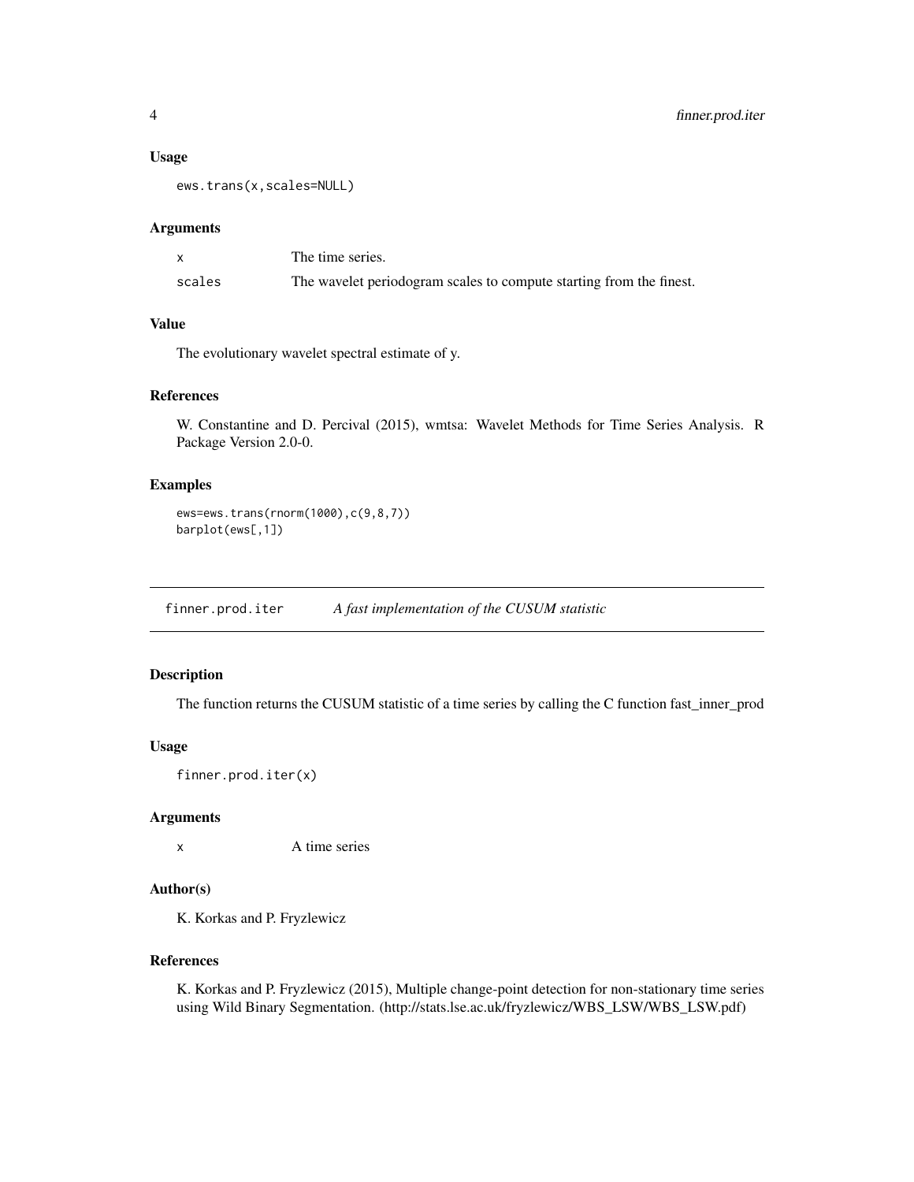### Usage

```
ews.trans(x,scales=NULL)
```

### Arguments

| | |
|---|---|
| x | The time series. |
| scales | The wavelet periodogram scales to compute starting from the finest. |

### Value

The evolutionary wavelet spectral estimate of y.

### References

W. Constantine and D. Percival (2015), wmtsa: Wavelet Methods for Time Series Analysis. R Package Version 2.0-0.

### Examples

```
ews=ews.trans(rnorm(1000),c(9,8,7))
barplot(ews[,1])
```

---

## finner.prod.iter *A fast implementation of the CUSUM statistic*

### Description

The function returns the CUSUM statistic of a time series by calling the C function fast_inner_prod

### Usage

```
finner.prod.iter(x)
```

### Arguments

| | |
|---|---|
| x | A time series |

### Author(s)

K. Korkas and P. Fryzlewicz

### References

K. Korkas and P. Fryzlewicz (2015), Multiple change-point detection for non-stationary time series using Wild Binary Segmentation. (http://stats.lse.ac.uk/fryzlewicz/WBS_LSW/WBS_LSW.pdf)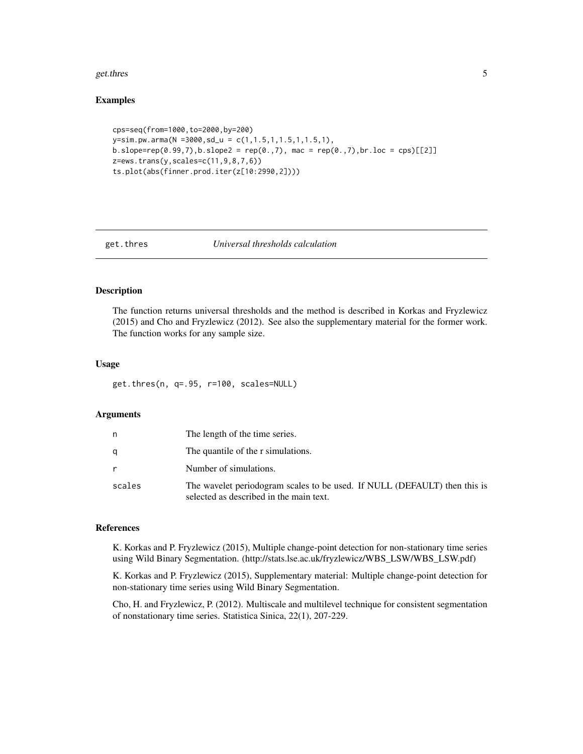## Examples

```
cps=seq(from=1000,to=2000,by=200)
y=sim.pw.arma(N =3000,sd_u = c(1,1.5,1,1.5,1,1.5,1),
b.slope=rep(0.99,7),b.slope2 = rep(0.,7), mac = rep(0.,7),br.loc = cps)[[2]]
z=ews.trans(y,scales=c(11,9,8,7,6))
ts.plot(abs(finner.prod.iter(z[10:2990,2])))
```

---

# get.thres *Universal thresholds calculation*

---

## Description

The function returns universal thresholds and the method is described in Korkas and Fryzlewicz (2015) and Cho and Fryzlewicz (2012). See also the supplementary material for the former work. The function works for any sample size.

## Usage

```
get.thres(n, q=.95, r=100, scales=NULL)
```

## Arguments

| | |
|---|---|
| n | The length of the time series. |
| q | The quantile of the r simulations. |
| r | Number of simulations. |
| scales | The wavelet periodogram scales to be used. If NULL (DEFAULT) then this is selected as described in the main text. |

## References

K. Korkas and P. Fryzlewicz (2015), Multiple change-point detection for non-stationary time series using Wild Binary Segmentation. (http://stats.lse.ac.uk/fryzlewicz/WBS_LSW/WBS_LSW.pdf)

K. Korkas and P. Fryzlewicz (2015), Supplementary material: Multiple change-point detection for non-stationary time series using Wild Binary Segmentation.

Cho, H. and Fryzlewicz, P. (2012). Multiscale and multilevel technique for consistent segmentation of nonstationary time series. Statistica Sinica, 22(1), 207-229.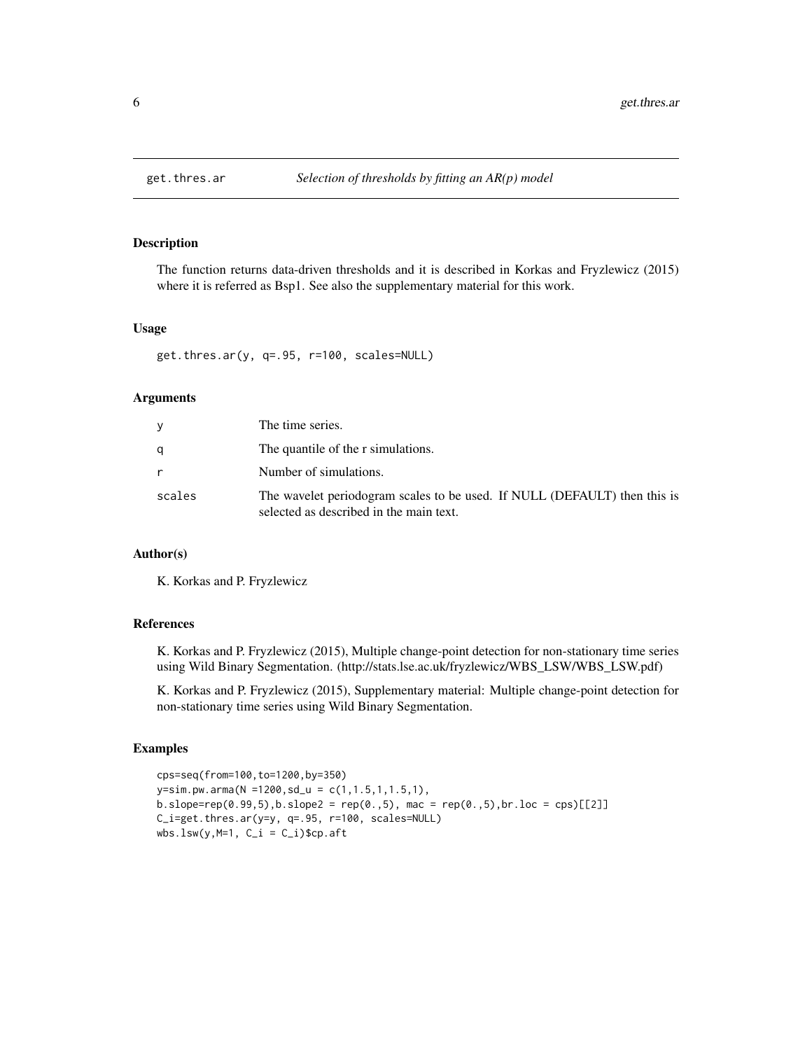get.thres.ar — *Selection of thresholds by fitting an AR(p) model*

## Description

The function returns data-driven thresholds and it is described in Korkas and Fryzlewicz (2015) where it is referred as Bsp1. See also the supplementary material for this work.

## Usage

```
get.thres.ar(y, q=.95, r=100, scales=NULL)
```

## Arguments

| | |
|---|---|
| y | The time series. |
| q | The quantile of the r simulations. |
| r | Number of simulations. |
| scales | The wavelet periodogram scales to be used. If NULL (DEFAULT) then this is selected as described in the main text. |

## Author(s)

K. Korkas and P. Fryzlewicz

## References

K. Korkas and P. Fryzlewicz (2015), Multiple change-point detection for non-stationary time series using Wild Binary Segmentation. (http://stats.lse.ac.uk/fryzlewicz/WBS_LSW/WBS_LSW.pdf)

K. Korkas and P. Fryzlewicz (2015), Supplementary material: Multiple change-point detection for non-stationary time series using Wild Binary Segmentation.

## Examples

```
cps=seq(from=100,to=1200,by=350)
y=sim.pw.arma(N =1200,sd_u = c(1,1.5,1,1.5,1),
b.slope=rep(0.99,5),b.slope2 = rep(0.,5), mac = rep(0.,5),br.loc = cps)[[2]]
C_i=get.thres.ar(y=y, q=.95, r=100, scales=NULL)
wbs.lsw(y,M=1, C_i = C_i)$cp.aft
```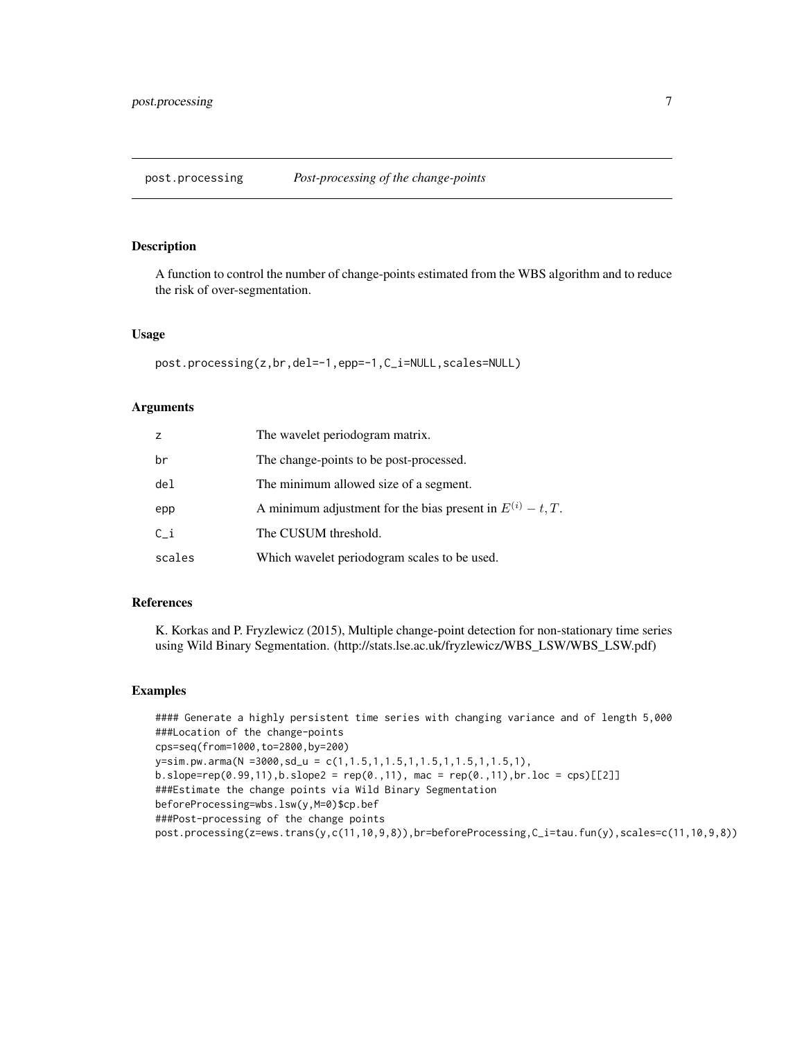## post.processing — *Post-processing of the change-points*

### Description

A function to control the number of change-points estimated from the WBS algorithm and to reduce the risk of over-segmentation.

### Usage

```
post.processing(z,br,del=-1,epp=-1,C_i=NULL,scales=NULL)
```

### Arguments

| | |
|---|---|
| z | The wavelet periodogram matrix. |
| br | The change-points to be post-processed. |
| del | The minimum allowed size of a segment. |
| epp | A minimum adjustment for the bias present in $E^{(i)} - t, T$. |
| C_i | The CUSUM threshold. |
| scales | Which wavelet periodogram scales to be used. |

### References

K. Korkas and P. Fryzlewicz (2015), Multiple change-point detection for non-stationary time series using Wild Binary Segmentation. (http://stats.lse.ac.uk/fryzlewicz/WBS_LSW/WBS_LSW.pdf)

### Examples

```
#### Generate a highly persistent time series with changing variance and of length 5,000
###Location of the change-points
cps=seq(from=1000,to=2800,by=200)
y=sim.pw.arma(N =3000,sd_u = c(1,1.5,1,1.5,1,1.5,1,1.5,1,1.5,1),
b.slope=rep(0.99,11),b.slope2 = rep(0.,11), mac = rep(0.,11),br.loc = cps)[[2]]
###Estimate the change points via Wild Binary Segmentation
beforeProcessing=wbs.lsw(y,M=0)$cp.bef
###Post-processing of the change points
post.processing(z=ews.trans(y,c(11,10,9,8)),br=beforeProcessing,C_i=tau.fun(y),scales=c(11,10,9,8))
```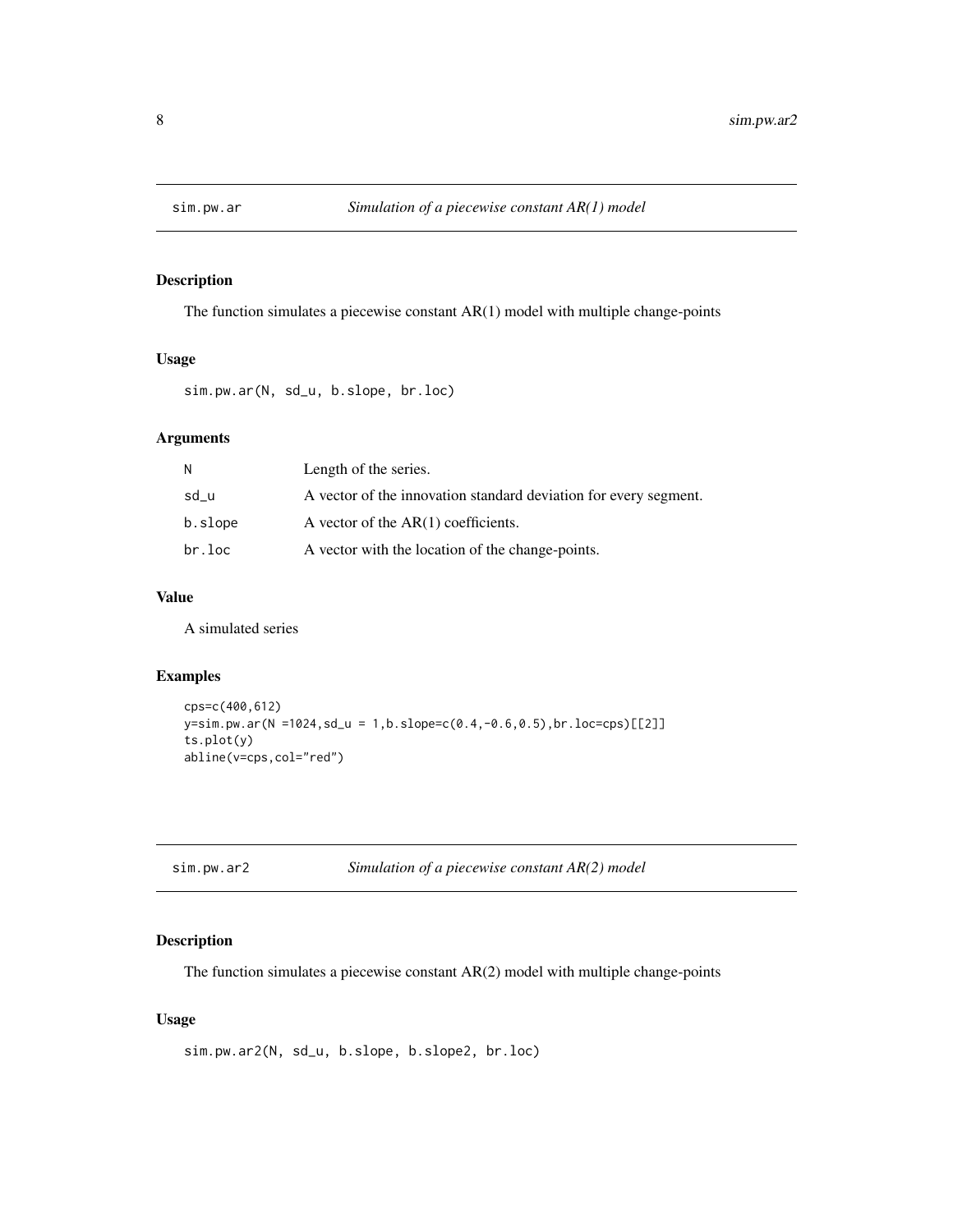## sim.pw.ar — *Simulation of a piecewise constant AR(1) model*

### Description

The function simulates a piecewise constant AR(1) model with multiple change-points

### Usage

```
sim.pw.ar(N, sd_u, b.slope, br.loc)
```

### Arguments

| | |
|---|---|
| N | Length of the series. |
| sd_u | A vector of the innovation standard deviation for every segment. |
| b.slope | A vector of the AR(1) coefficients. |
| br.loc | A vector with the location of the change-points. |

### Value

A simulated series

### Examples

```
cps=c(400,612)
y=sim.pw.ar(N =1024,sd_u = 1,b.slope=c(0.4,-0.6,0.5),br.loc=cps)[[2]]
ts.plot(y)
abline(v=cps,col="red")
```

## sim.pw.ar2 — *Simulation of a piecewise constant AR(2) model*

### Description

The function simulates a piecewise constant AR(2) model with multiple change-points

### Usage

```
sim.pw.ar2(N, sd_u, b.slope, b.slope2, br.loc)
```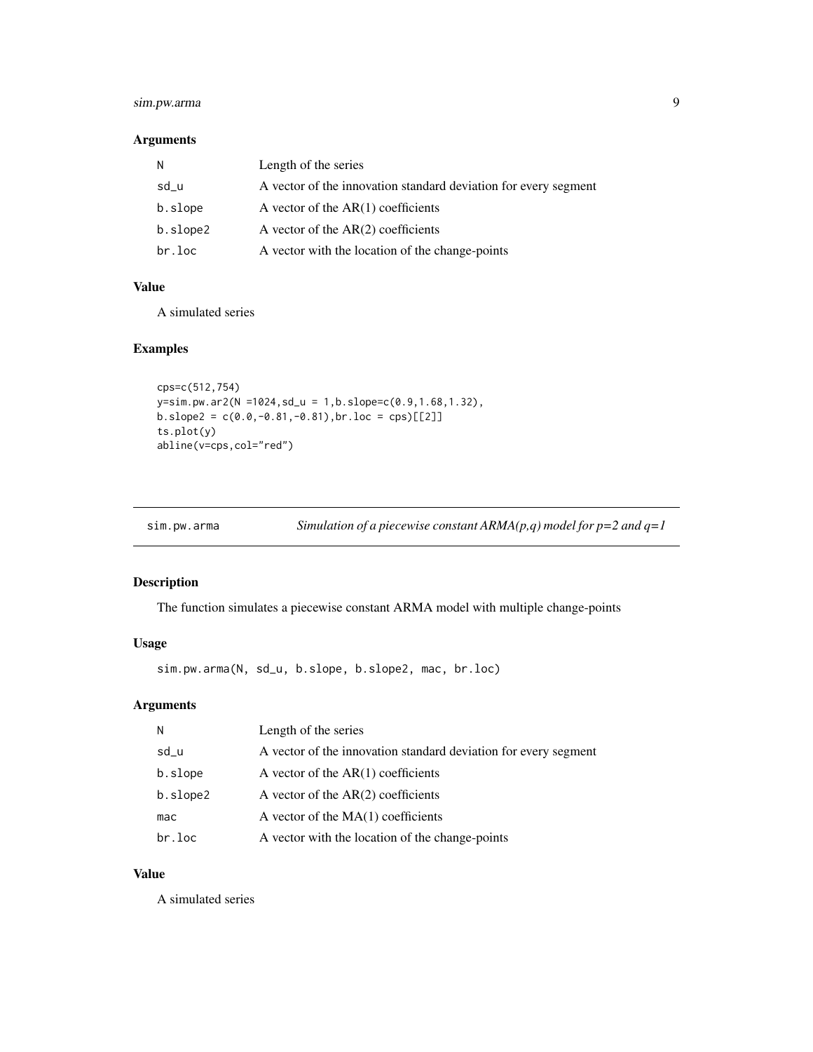### Arguments

| | |
|---|---|
| `N` | Length of the series |
| `sd_u` | A vector of the innovation standard deviation for every segment |
| `b.slope` | A vector of the AR(1) coefficients |
| `b.slope2` | A vector of the AR(2) coefficients |
| `br.loc` | A vector with the location of the change-points |

### Value

A simulated series

### Examples

```
cps=c(512,754)
y=sim.pw.ar2(N =1024,sd_u = 1,b.slope=c(0.9,1.68,1.32),
b.slope2 = c(0.0,-0.81,-0.81),br.loc = cps)[[2]]
ts.plot(y)
abline(v=cps,col="red")
```

---

## sim.pw.arma — *Simulation of a piecewise constant ARMA(p,q) model for p=2 and q=1*

### Description

The function simulates a piecewise constant ARMA model with multiple change-points

### Usage

```
sim.pw.arma(N, sd_u, b.slope, b.slope2, mac, br.loc)
```

### Arguments

| | |
|---|---|
| `N` | Length of the series |
| `sd_u` | A vector of the innovation standard deviation for every segment |
| `b.slope` | A vector of the AR(1) coefficients |
| `b.slope2` | A vector of the AR(2) coefficients |
| `mac` | A vector of the MA(1) coefficients |
| `br.loc` | A vector with the location of the change-points |

### Value

A simulated series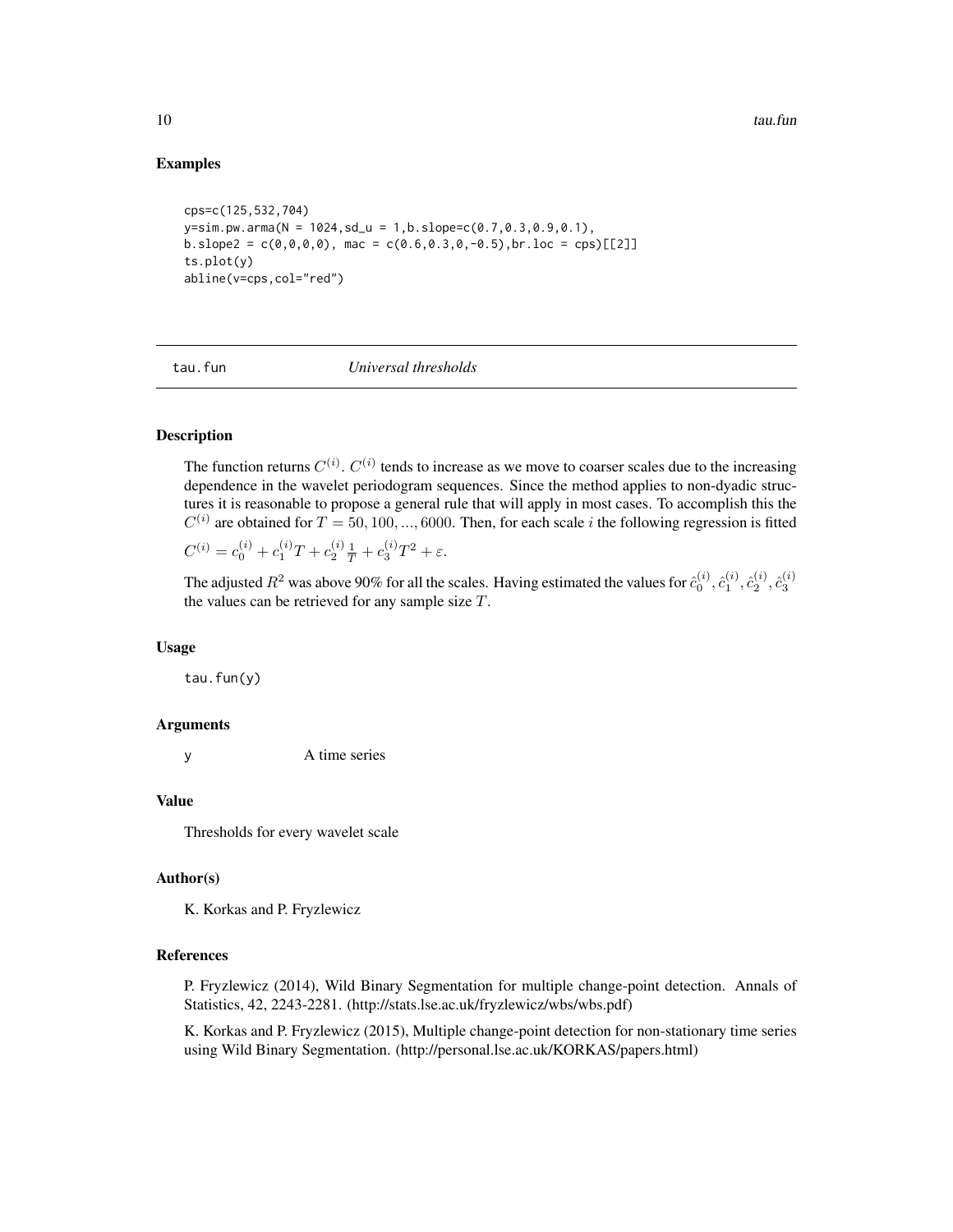### Examples

```
cps=c(125,532,704)
y=sim.pw.arma(N = 1024,sd_u = 1,b.slope=c(0.7,0.3,0.9,0.1),
b.slope2 = c(0,0,0,0), mac = c(0.6,0.3,0,-0.5),br.loc = cps)[[2]]
ts.plot(y)
abline(v=cps,col="red")
```

---

## tau.fun &nbsp;&nbsp;&nbsp; *Universal thresholds*

---

### Description

The function returns $C^{(i)}$. $C^{(i)}$ tends to increase as we move to coarser scales due to the increasing dependence in the wavelet periodogram sequences. Since the method applies to non-dyadic structures it is reasonable to propose a general rule that will apply in most cases. To accomplish this the $C^{(i)}$ are obtained for $T = 50, 100, ..., 6000$. Then, for each scale $i$ the following regression is fitted

$C^{(i)} = c_0^{(i)} + c_1^{(i)} T + c_2^{(i)} \frac{1}{T} + c_3^{(i)} T^2 + \varepsilon.$

The adjusted $R^2$ was above 90% for all the scales. Having estimated the values for $\hat{c}_0^{(i)}, \hat{c}_1^{(i)}, \hat{c}_2^{(i)}, \hat{c}_3^{(i)}$ the values can be retrieved for any sample size $T$.

### Usage

```
tau.fun(y)
```

### Arguments

y &nbsp;&nbsp;&nbsp; A time series

### Value

Thresholds for every wavelet scale

### Author(s)

K. Korkas and P. Fryzlewicz

### References

P. Fryzlewicz (2014), Wild Binary Segmentation for multiple change-point detection. Annals of Statistics, 42, 2243-2281. (http://stats.lse.ac.uk/fryzlewicz/wbs/wbs.pdf)

K. Korkas and P. Fryzlewicz (2015), Multiple change-point detection for non-stationary time series using Wild Binary Segmentation. (http://personal.lse.ac.uk/KORKAS/papers.html)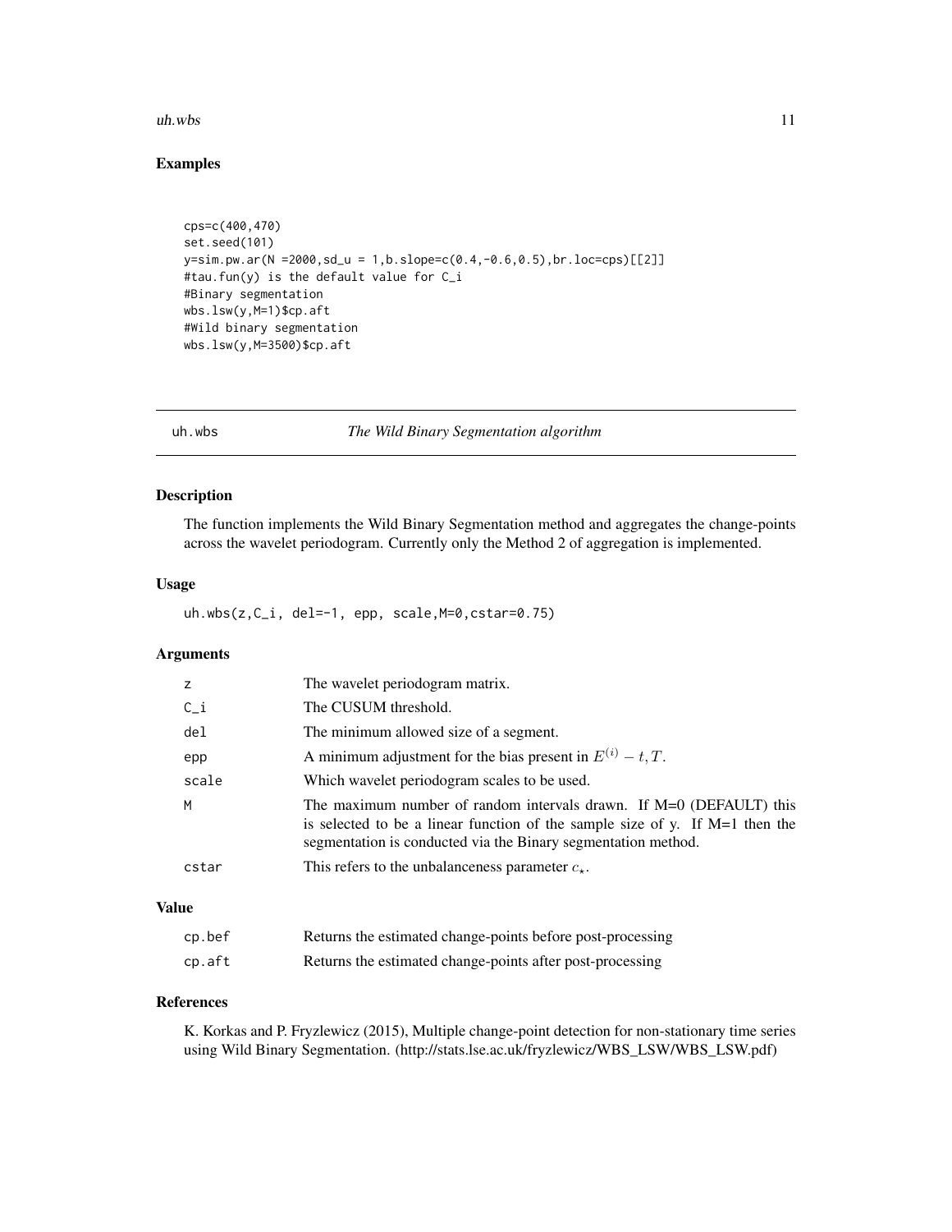## Examples

```
cps=c(400,470)
set.seed(101)
y=sim.pw.ar(N =2000,sd_u = 1,b.slope=c(0.4,-0.6,0.5),br.loc=cps)[[2]]
#tau.fun(y) is the default value for C_i
#Binary segmentation
wbs.lsw(y,M=1)$cp.aft
#Wild binary segmentation
wbs.lsw(y,M=3500)$cp.aft
```

---

# uh.wbs *The Wild Binary Segmentation algorithm*

---

## Description

The function implements the Wild Binary Segmentation method and aggregates the change-points across the wavelet periodogram. Currently only the Method 2 of aggregation is implemented.

## Usage

```
uh.wbs(z,C_i, del=-1, epp, scale,M=0,cstar=0.75)
```

## Arguments

| | |
|---|---|
| z | The wavelet periodogram matrix. |
| C_i | The CUSUM threshold. |
| del | The minimum allowed size of a segment. |
| epp | A minimum adjustment for the bias present in $E^{(i)} - t, T$. |
| scale | Which wavelet periodogram scales to be used. |
| M | The maximum number of random intervals drawn. If M=0 (DEFAULT) this is selected to be a linear function of the sample size of y. If M=1 then the segmentation is conducted via the Binary segmentation method. |
| cstar | This refers to the unbalanceness parameter $c_\star$. |

## Value

| | |
|---|---|
| cp.bef | Returns the estimated change-points before post-processing |
| cp.aft | Returns the estimated change-points after post-processing |

## References

K. Korkas and P. Fryzlewicz (2015), Multiple change-point detection for non-stationary time series using Wild Binary Segmentation. (http://stats.lse.ac.uk/fryzlewicz/WBS_LSW/WBS_LSW.pdf)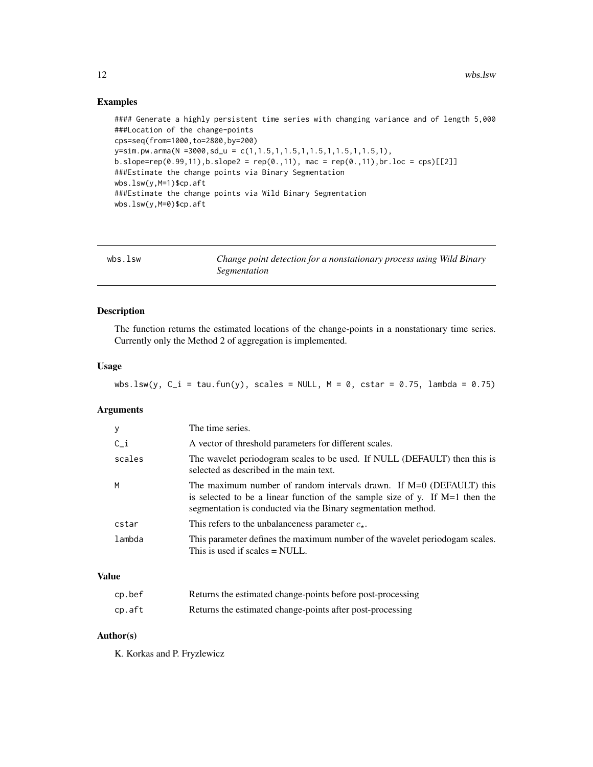## Examples

```
#### Generate a highly persistent time series with changing variance and of length 5,000
###Location of the change-points
cps=seq(from=1000,to=2800,by=200)
y=sim.pw.arma(N =3000,sd_u = c(1,1.5,1,1.5,1,1.5,1,1.5,1,1.5,1),
b.slope=rep(0.99,11),b.slope2 = rep(0.,11), mac = rep(0.,11),br.loc = cps)[[2]]
###Estimate the change points via Binary Segmentation
wbs.lsw(y,M=1)$cp.aft
###Estimate the change points via Wild Binary Segmentation
wbs.lsw(y,M=0)$cp.aft
```

---

`wbs.lsw` — *Change point detection for a nonstationary process using Wild Binary Segmentation*

---

## Description

The function returns the estimated locations of the change-points in a nonstationary time series. Currently only the Method 2 of aggregation is implemented.

## Usage

```
wbs.lsw(y, C_i = tau.fun(y), scales = NULL, M = 0, cstar = 0.75, lambda = 0.75)
```

## Arguments

| | |
|---|---|
| y | The time series. |
| C_i | A vector of threshold parameters for different scales. |
| scales | The wavelet periodogram scales to be used. If NULL (DEFAULT) then this is selected as described in the main text. |
| M | The maximum number of random intervals drawn. If M=0 (DEFAULT) this is selected to be a linear function of the sample size of y. If M=1 then the segmentation is conducted via the Binary segmentation method. |
| cstar | This refers to the unbalanceness parameter $c_{\star}$. |
| lambda | This parameter defines the maximum number of the wavelet periodogam scales. This is used if scales = NULL. |

## Value

| | |
|---|---|
| cp.bef | Returns the estimated change-points before post-processing |
| cp.aft | Returns the estimated change-points after post-processing |

## Author(s)

K. Korkas and P. Fryzlewicz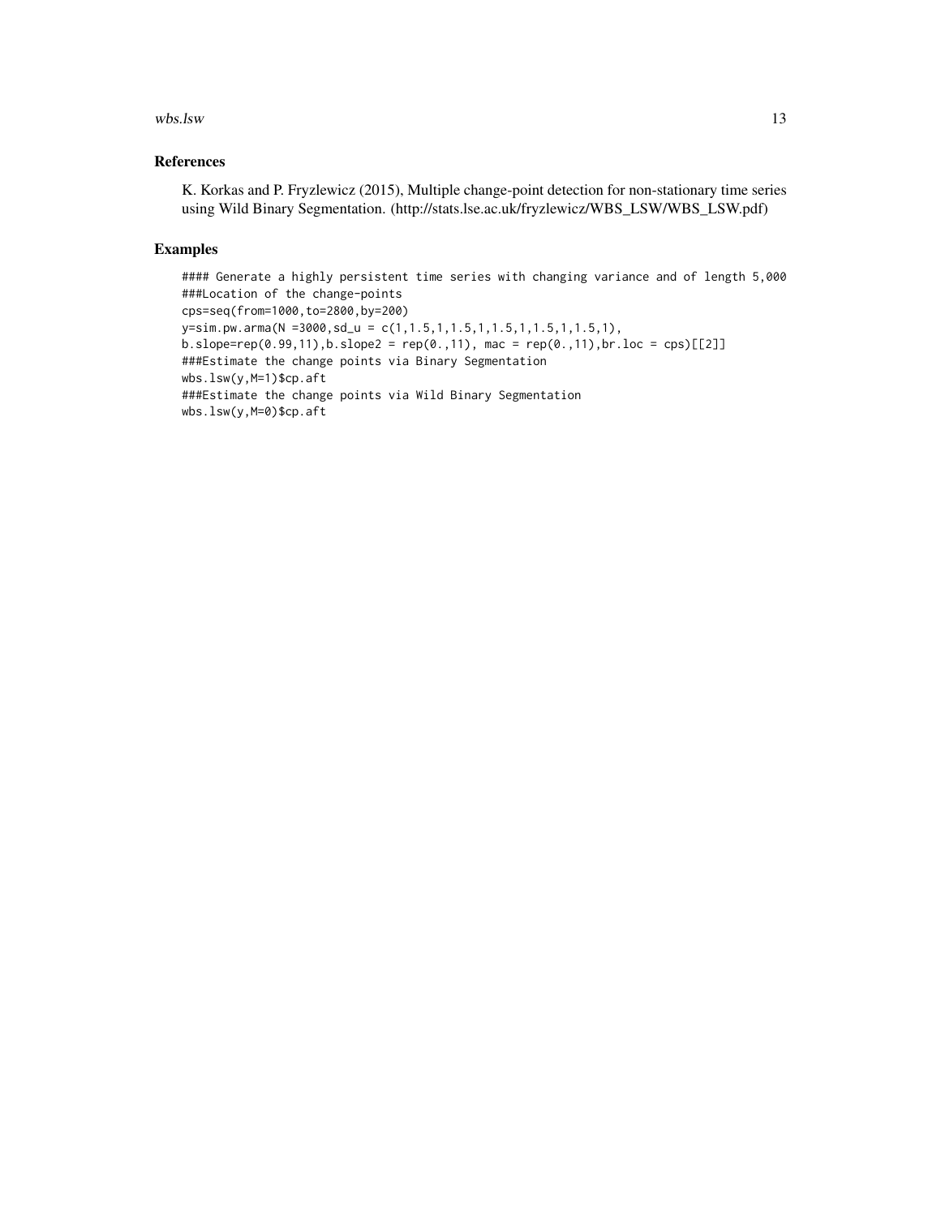## References

K. Korkas and P. Fryzlewicz (2015), Multiple change-point detection for non-stationary time series using Wild Binary Segmentation. (http://stats.lse.ac.uk/fryzlewicz/WBS_LSW/WBS_LSW.pdf)

## Examples

```
#### Generate a highly persistent time series with changing variance and of length 5,000
###Location of the change-points
cps=seq(from=1000,to=2800,by=200)
y=sim.pw.arma(N =3000,sd_u = c(1,1.5,1,1.5,1,1.5,1,1.5,1,1.5,1),
b.slope=rep(0.99,11),b.slope2 = rep(0.,11), mac = rep(0.,11),br.loc = cps)[[2]]
###Estimate the change points via Binary Segmentation
wbs.lsw(y,M=1)$cp.aft
###Estimate the change points via Wild Binary Segmentation
wbs.lsw(y,M=0)$cp.aft
```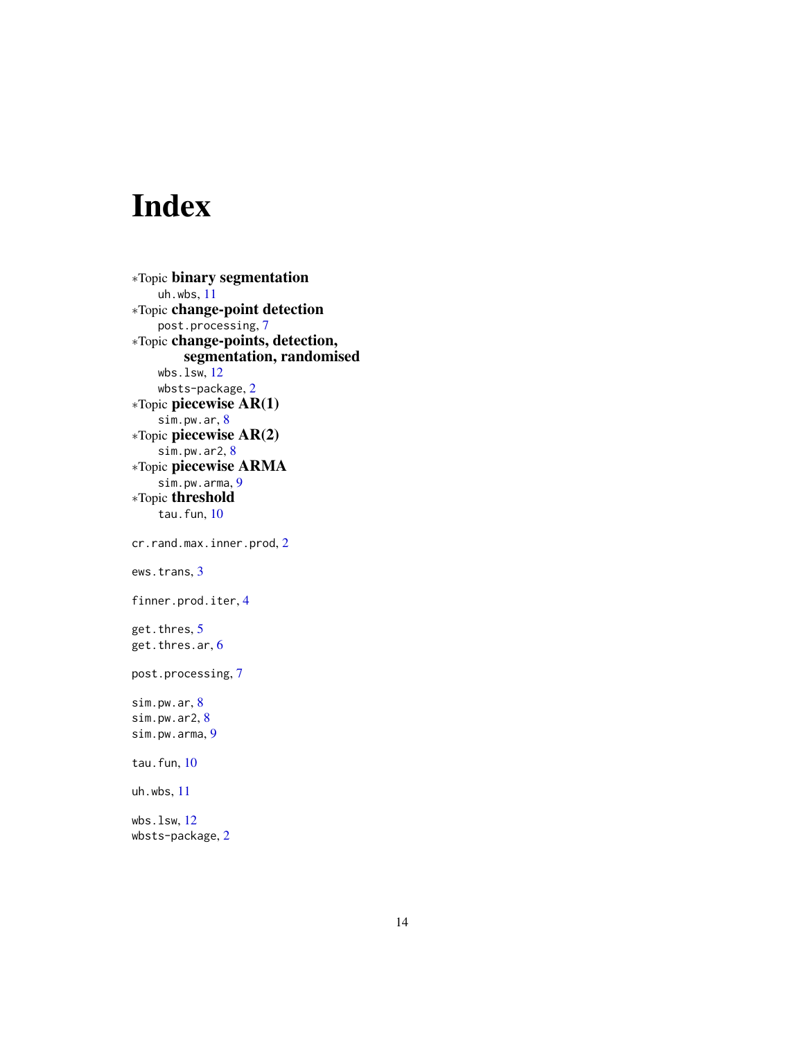# Index

∗Topic **binary segmentation**
  uh.wbs, 11
∗Topic **change-point detection**
  post.processing, 7
∗Topic **change-points, detection, segmentation, randomised**
  wbs.lsw, 12
  wbsts-package, 2
∗Topic **piecewise AR(1)**
  sim.pw.ar, 8
∗Topic **piecewise AR(2)**
  sim.pw.ar2, 8
∗Topic **piecewise ARMA**
  sim.pw.arma, 9
∗Topic **threshold**
  tau.fun, 10

cr.rand.max.inner.prod, 2

ews.trans, 3

finner.prod.iter, 4

get.thres, 5
get.thres.ar, 6

post.processing, 7

sim.pw.ar, 8
sim.pw.ar2, 8
sim.pw.arma, 9

tau.fun, 10

uh.wbs, 11

wbs.lsw, 12
wbsts-package, 2